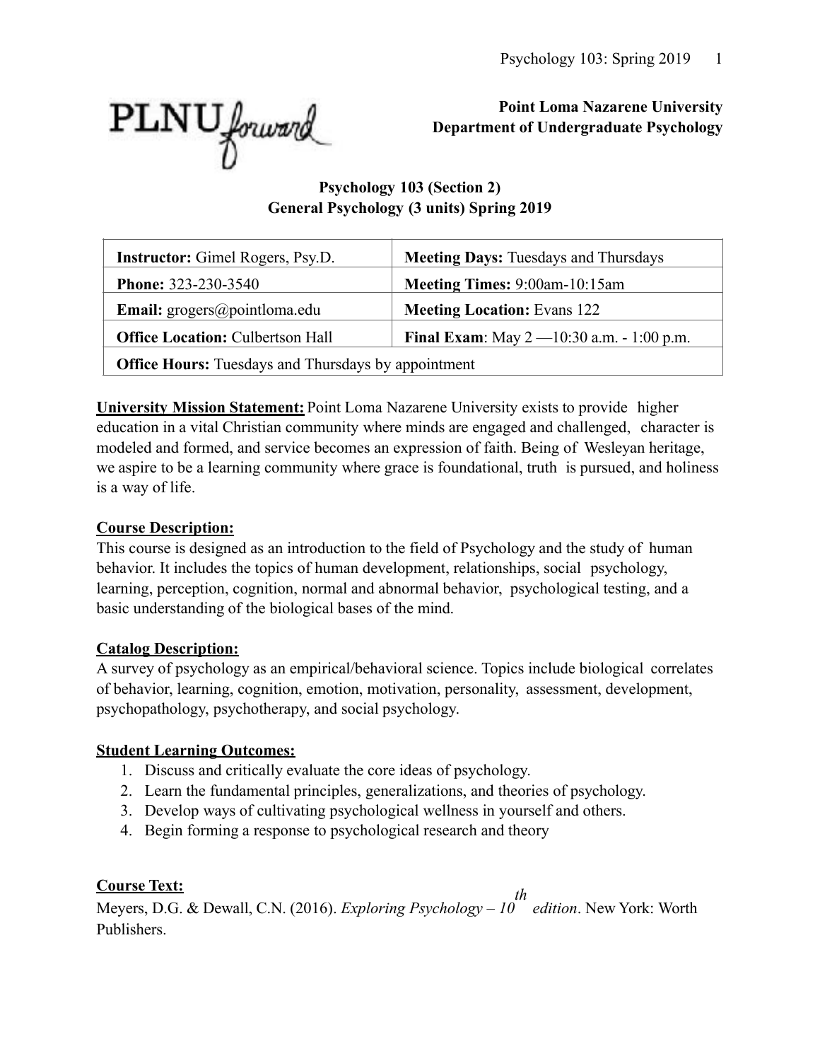**Point Loma Nazarene University**
**Department of Undergraduate Psychology**

# Psychology 103 (Section 2)
## General Psychology (3 units) Spring 2019

| **Instructor:** Gimel Rogers, Psy.D. | **Meeting Days:** Tuesdays and Thursdays |
| --- | --- |
| **Phone:** 323-230-3540 | **Meeting Times:** 9:00am-10:15am |
| **Email:** grogers@pointloma.edu | **Meeting Location:** Evans 122 |
| **Office Location:** Culbertson Hall | **Final Exam**: May 2 —10:30 a.m. - 1:00 p.m. |
| **Office Hours:** Tuesdays and Thursdays by appointment | |

**University Mission Statement:** Point Loma Nazarene University exists to provide higher education in a vital Christian community where minds are engaged and challenged, character is modeled and formed, and service becomes an expression of faith. Being of Wesleyan heritage, we aspire to be a learning community where grace is foundational, truth is pursued, and holiness is a way of life.

**Course Description:**
This course is designed as an introduction to the field of Psychology and the study of human behavior. It includes the topics of human development, relationships, social psychology, learning, perception, cognition, normal and abnormal behavior, psychological testing, and a basic understanding of the biological bases of the mind.

**Catalog Description:**
A survey of psychology as an empirical/behavioral science. Topics include biological correlates of behavior, learning, cognition, emotion, motivation, personality, assessment, development, psychopathology, psychotherapy, and social psychology.

**Student Learning Outcomes:**

1. Discuss and critically evaluate the core ideas of psychology.
2. Learn the fundamental principles, generalizations, and theories of psychology.
3. Develop ways of cultivating psychological wellness in yourself and others.
4. Begin forming a response to psychological research and theory

**Course Text:**
Meyers, D.G. & Dewall, C.N. (2016). *Exploring Psychology – 10th edition*. New York: Worth Publishers.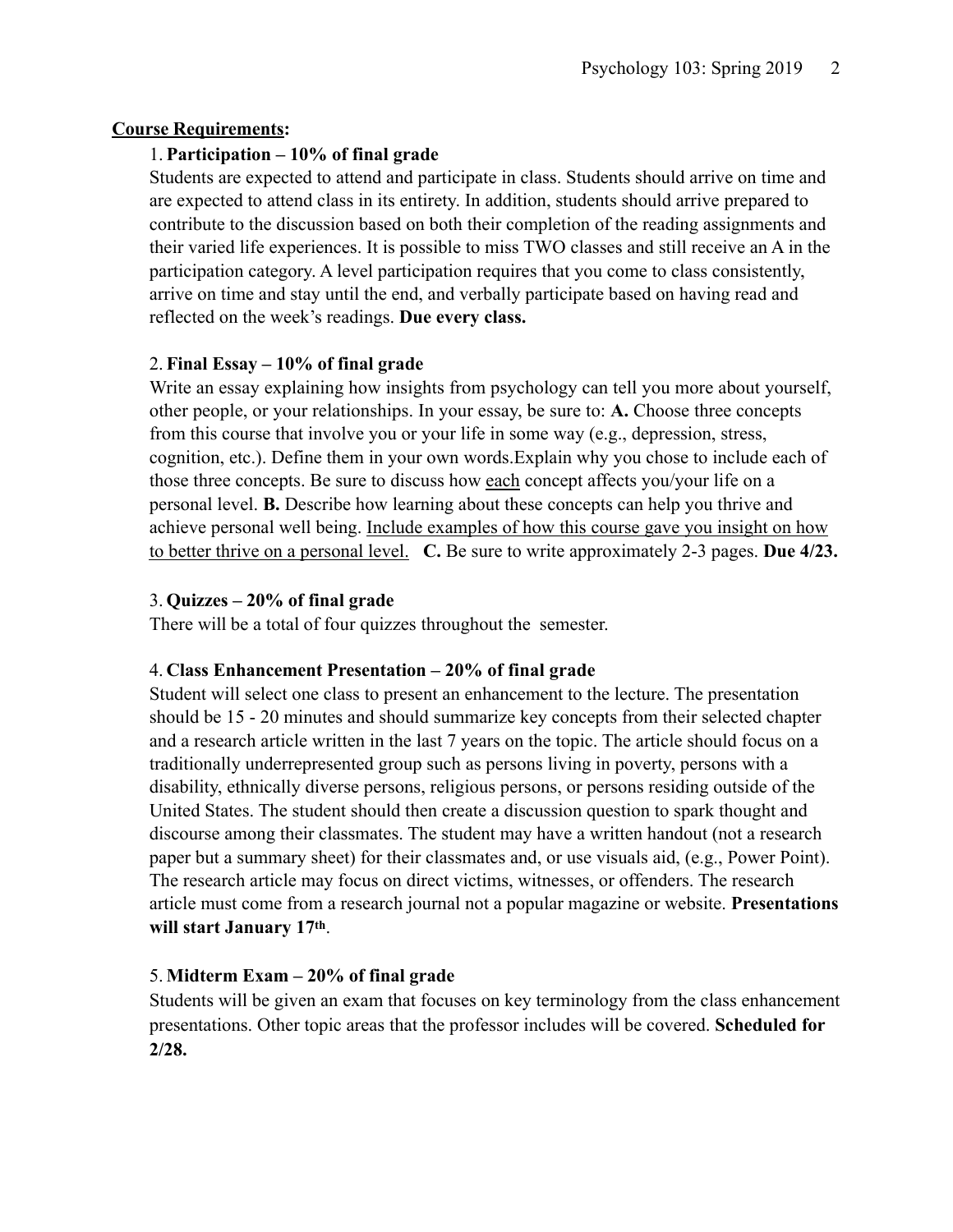**Course Requirements:**

1. **Participation – 10% of final grade**

   Students are expected to attend and participate in class. Students should arrive on time and are expected to attend class in its entirety. In addition, students should arrive prepared to contribute to the discussion based on both their completion of the reading assignments and their varied life experiences. It is possible to miss TWO classes and still receive an A in the participation category. A level participation requires that you come to class consistently, arrive on time and stay until the end, and verbally participate based on having read and reflected on the week's readings. **Due every class.**

2. **Final Essay – 10% of final grade**

   Write an essay explaining how insights from psychology can tell you more about yourself, other people, or your relationships. In your essay, be sure to: **A.** Choose three concepts from this course that involve you or your life in some way (e.g., depression, stress, cognition, etc.). Define them in your own words.Explain why you chose to include each of those three concepts. Be sure to discuss how each concept affects you/your life on a personal level. **B.** Describe how learning about these concepts can help you thrive and achieve personal well being. Include examples of how this course gave you insight on how to better thrive on a personal level. **C.** Be sure to write approximately 2-3 pages. **Due 4/23.**

3. **Quizzes – 20% of final grade**

   There will be a total of four quizzes throughout the semester.

4. **Class Enhancement Presentation – 20% of final grade**

   Student will select one class to present an enhancement to the lecture. The presentation should be 15 - 20 minutes and should summarize key concepts from their selected chapter and a research article written in the last 7 years on the topic. The article should focus on a traditionally underrepresented group such as persons living in poverty, persons with a disability, ethnically diverse persons, religious persons, or persons residing outside of the United States. The student should then create a discussion question to spark thought and discourse among their classmates. The student may have a written handout (not a research paper but a summary sheet) for their classmates and, or use visuals aid, (e.g., Power Point). The research article may focus on direct victims, witnesses, or offenders. The research article must come from a research journal not a popular magazine or website. **Presentations will start January 17th**.

5. **Midterm Exam – 20% of final grade**

   Students will be given an exam that focuses on key terminology from the class enhancement presentations. Other topic areas that the professor includes will be covered. **Scheduled for 2/28.**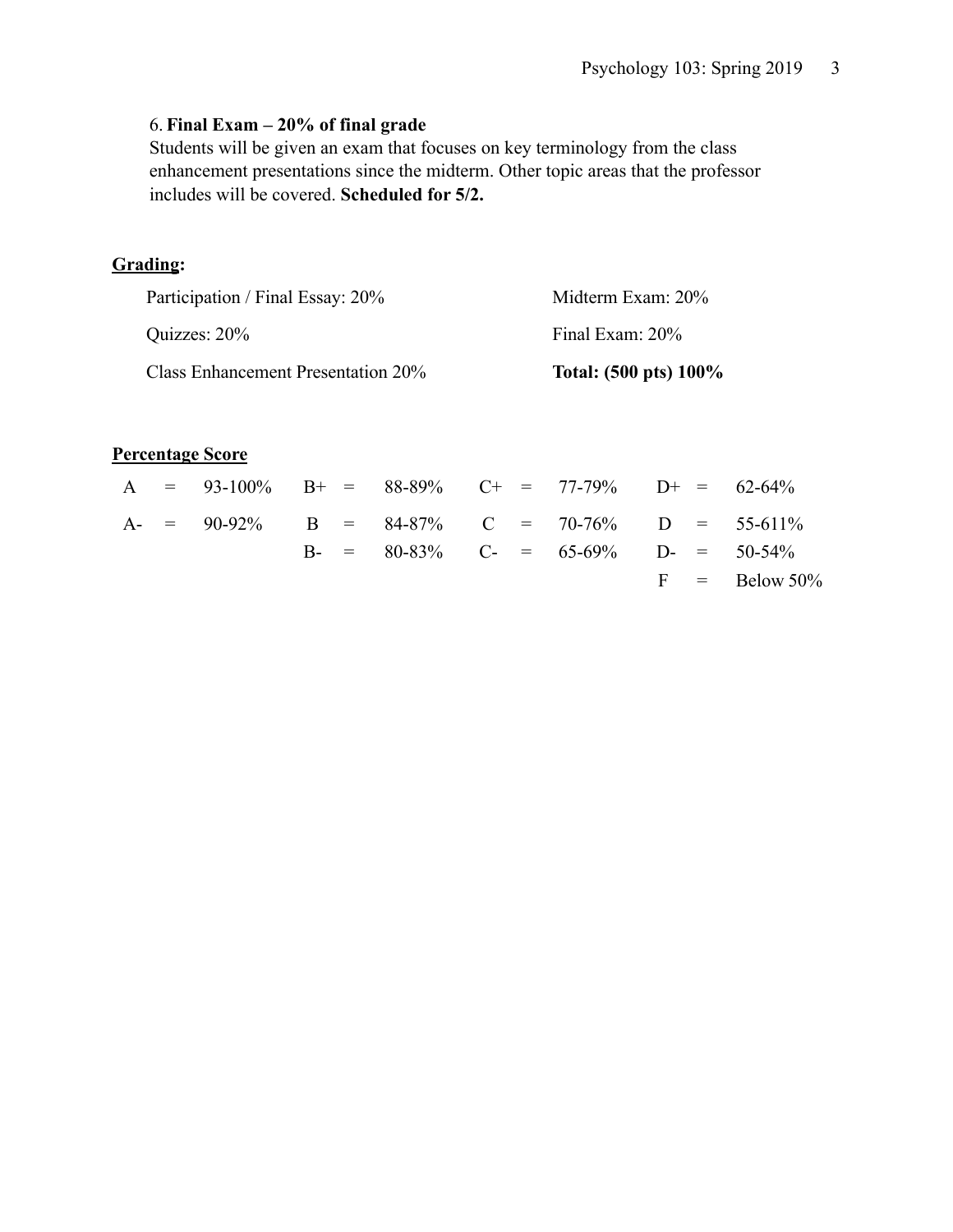6. **Final Exam – 20% of final grade**

Students will be given an exam that focuses on key terminology from the class enhancement presentations since the midterm. Other topic areas that the professor includes will be covered. **Scheduled for 5/2.**

## Grading:

| | |
|---|---|
| Participation / Final Essay: 20% | Midterm Exam: 20% |
| Quizzes: 20% | Final Exam: 20% |
| Class Enhancement Presentation 20% | **Total: (500 pts) 100%** |

## Percentage Score

| | | | | | | | | | | | |
|---|---|---|---|---|---|---|---|---|---|---|---|
| A | = | 93-100% | B+ | = | 88-89% | C+ | = | 77-79% | D+ | = | 62-64% |
| A- | = | 90-92% | B | = | 84-87% | C | = | 70-76% | D | = | 55-611% |
| | | | B- | = | 80-83% | C- | = | 65-69% | D- | = | 50-54% |
| | | | | | | | | | F | = | Below 50% |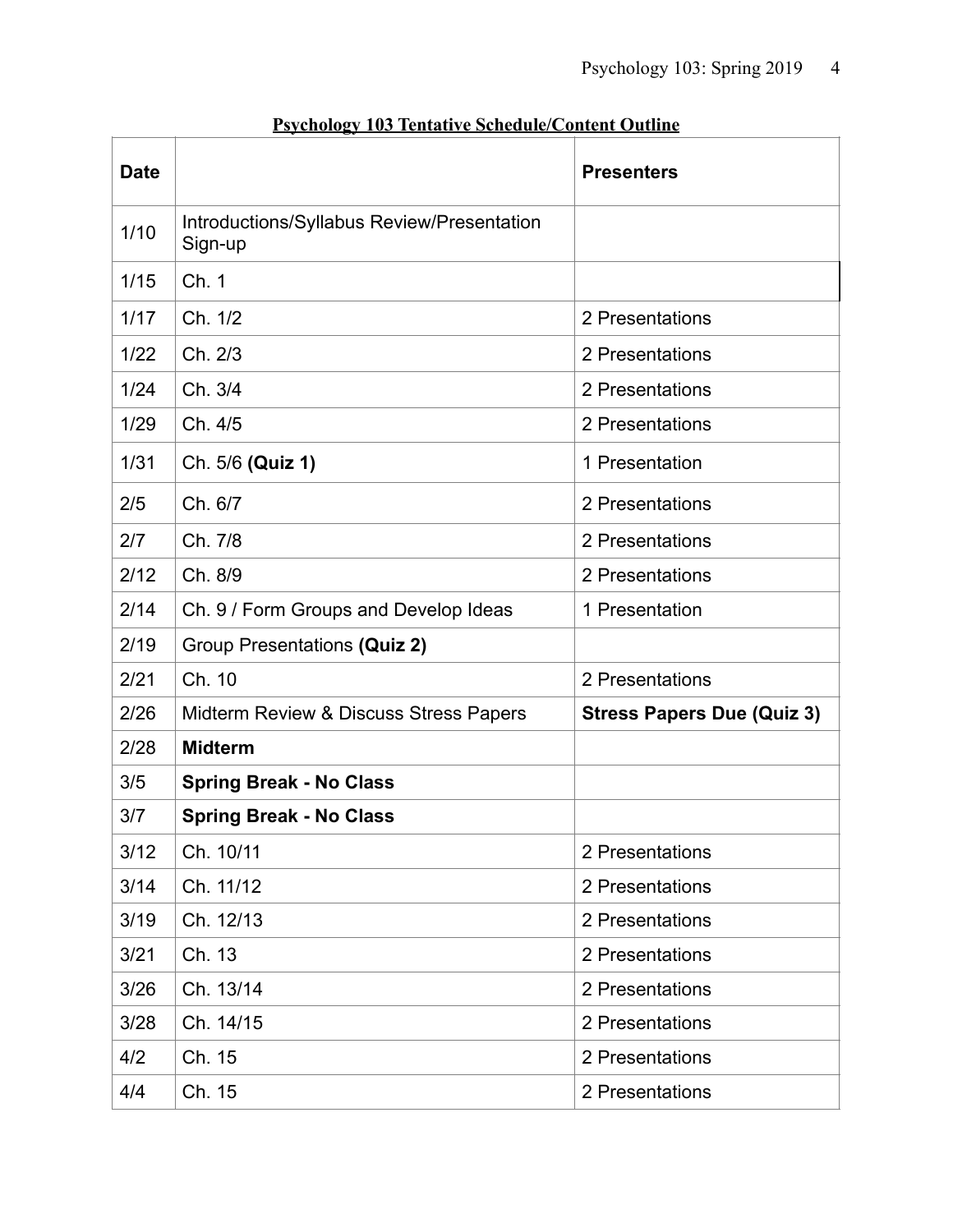**Psychology 103 Tentative Schedule/Content Outline**

| Date | | Presenters |
|---|---|---|
| 1/10 | Introductions/Syllabus Review/Presentation Sign-up | |
| 1/15 | Ch. 1 | |
| 1/17 | Ch. 1/2 | 2 Presentations |
| 1/22 | Ch. 2/3 | 2 Presentations |
| 1/24 | Ch. 3/4 | 2 Presentations |
| 1/29 | Ch. 4/5 | 2 Presentations |
| 1/31 | Ch. 5/6 **(Quiz 1)** | 1 Presentation |
| 2/5 | Ch. 6/7 | 2 Presentations |
| 2/7 | Ch. 7/8 | 2 Presentations |
| 2/12 | Ch. 8/9 | 2 Presentations |
| 2/14 | Ch. 9 / Form Groups and Develop Ideas | 1 Presentation |
| 2/19 | Group Presentations **(Quiz 2)** | |
| 2/21 | Ch. 10 | 2 Presentations |
| 2/26 | Midterm Review & Discuss Stress Papers | **Stress Papers Due (Quiz 3)** |
| 2/28 | **Midterm** | |
| 3/5 | **Spring Break - No Class** | |
| 3/7 | **Spring Break - No Class** | |
| 3/12 | Ch. 10/11 | 2 Presentations |
| 3/14 | Ch. 11/12 | 2 Presentations |
| 3/19 | Ch. 12/13 | 2 Presentations |
| 3/21 | Ch. 13 | 2 Presentations |
| 3/26 | Ch. 13/14 | 2 Presentations |
| 3/28 | Ch. 14/15 | 2 Presentations |
| 4/2 | Ch. 15 | 2 Presentations |
| 4/4 | Ch. 15 | 2 Presentations |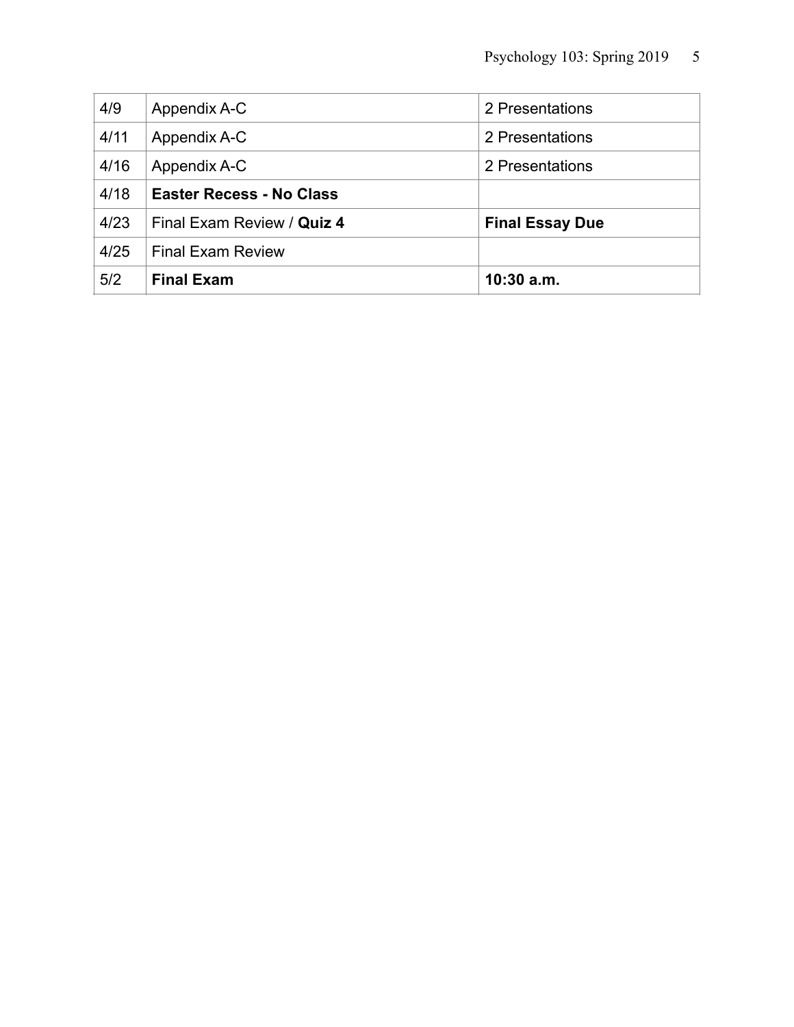| | | |
|---|---|---|
| 4/9 | Appendix A-C | 2 Presentations |
| 4/11 | Appendix A-C | 2 Presentations |
| 4/16 | Appendix A-C | 2 Presentations |
| 4/18 | **Easter Recess - No Class** | |
| 4/23 | Final Exam Review / **Quiz 4** | **Final Essay Due** |
| 4/25 | Final Exam Review | |
| 5/2 | **Final Exam** | **10:30 a.m.** |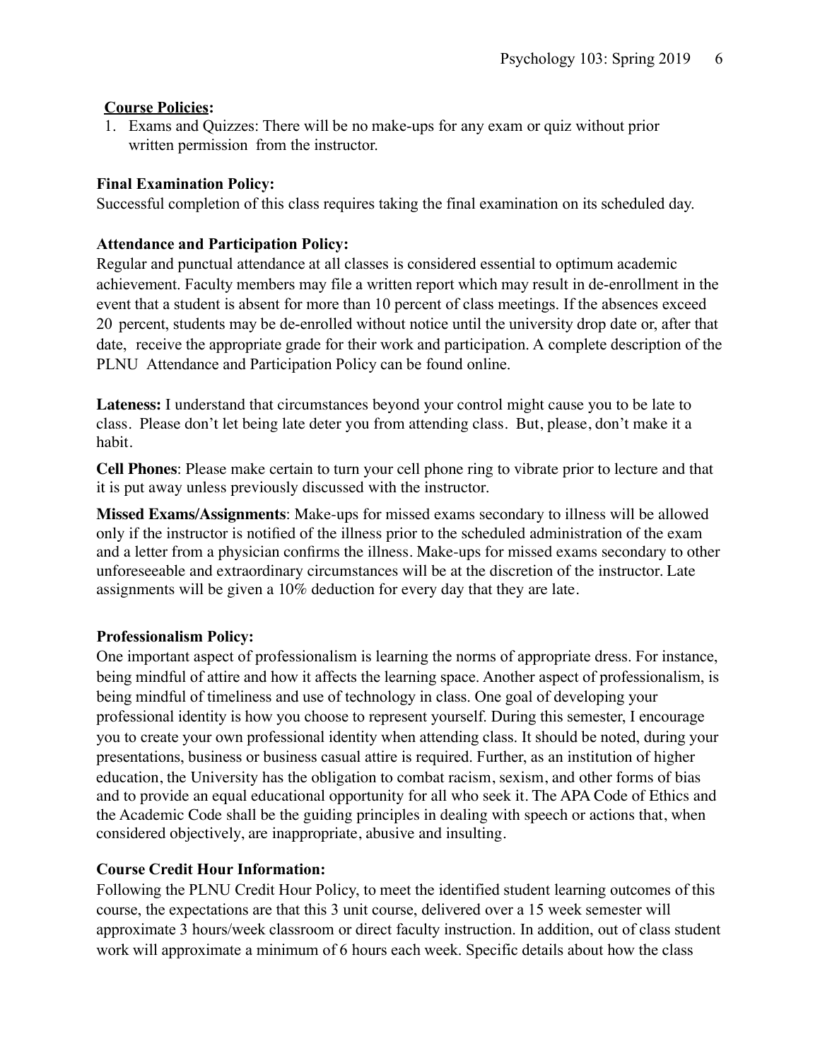**Course Policies:**

1. Exams and Quizzes: There will be no make-ups for any exam or quiz without prior written permission from the instructor.

**Final Examination Policy:**

Successful completion of this class requires taking the final examination on its scheduled day.

**Attendance and Participation Policy:**

Regular and punctual attendance at all classes is considered essential to optimum academic achievement. Faculty members may file a written report which may result in de-enrollment in the event that a student is absent for more than 10 percent of class meetings. If the absences exceed 20 percent, students may be de-enrolled without notice until the university drop date or, after that date, receive the appropriate grade for their work and participation. A complete description of the PLNU Attendance and Participation Policy can be found online.

**Lateness:** I understand that circumstances beyond your control might cause you to be late to class. Please don't let being late deter you from attending class. But, please, don't make it a habit.

**Cell Phones**: Please make certain to turn your cell phone ring to vibrate prior to lecture and that it is put away unless previously discussed with the instructor.

**Missed Exams/Assignments**: Make-ups for missed exams secondary to illness will be allowed only if the instructor is notified of the illness prior to the scheduled administration of the exam and a letter from a physician confirms the illness. Make-ups for missed exams secondary to other unforeseeable and extraordinary circumstances will be at the discretion of the instructor. Late assignments will be given a 10% deduction for every day that they are late.

**Professionalism Policy:**

One important aspect of professionalism is learning the norms of appropriate dress. For instance, being mindful of attire and how it affects the learning space. Another aspect of professionalism, is being mindful of timeliness and use of technology in class. One goal of developing your professional identity is how you choose to represent yourself. During this semester, I encourage you to create your own professional identity when attending class. It should be noted, during your presentations, business or business casual attire is required. Further, as an institution of higher education, the University has the obligation to combat racism, sexism, and other forms of bias and to provide an equal educational opportunity for all who seek it. The APA Code of Ethics and the Academic Code shall be the guiding principles in dealing with speech or actions that, when considered objectively, are inappropriate, abusive and insulting.

**Course Credit Hour Information:**

Following the PLNU Credit Hour Policy, to meet the identified student learning outcomes of this course, the expectations are that this 3 unit course, delivered over a 15 week semester will approximate 3 hours/week classroom or direct faculty instruction. In addition, out of class student work will approximate a minimum of 6 hours each week. Specific details about how the class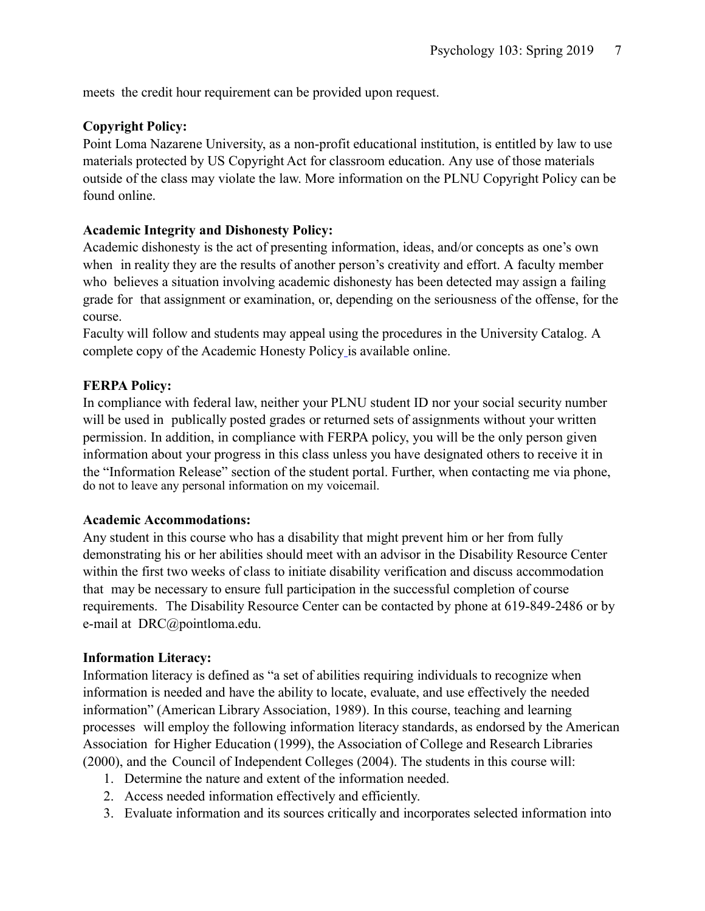meets the credit hour requirement can be provided upon request.

**Copyright Policy:**

Point Loma Nazarene University, as a non-profit educational institution, is entitled by law to use materials protected by US Copyright Act for classroom education. Any use of those materials outside of the class may violate the law. More information on the PLNU Copyright Policy can be found online.

**Academic Integrity and Dishonesty Policy:**

Academic dishonesty is the act of presenting information, ideas, and/or concepts as one's own when in reality they are the results of another person's creativity and effort. A faculty member who believes a situation involving academic dishonesty has been detected may assign a failing grade for that assignment or examination, or, depending on the seriousness of the offense, for the course.

Faculty will follow and students may appeal using the procedures in the University Catalog. A complete copy of the Academic Honesty Policy is available online.

**FERPA Policy:**

In compliance with federal law, neither your PLNU student ID nor your social security number will be used in publically posted grades or returned sets of assignments without your written permission. In addition, in compliance with FERPA policy, you will be the only person given information about your progress in this class unless you have designated others to receive it in the "Information Release" section of the student portal. Further, when contacting me via phone, do not to leave any personal information on my voicemail.

**Academic Accommodations:**

Any student in this course who has a disability that might prevent him or her from fully demonstrating his or her abilities should meet with an advisor in the Disability Resource Center within the first two weeks of class to initiate disability verification and discuss accommodation that may be necessary to ensure full participation in the successful completion of course requirements. The Disability Resource Center can be contacted by phone at 619-849-2486 or by e-mail at DRC@pointloma.edu.

**Information Literacy:**

Information literacy is defined as "a set of abilities requiring individuals to recognize when information is needed and have the ability to locate, evaluate, and use effectively the needed information" (American Library Association, 1989). In this course, teaching and learning processes will employ the following information literacy standards, as endorsed by the American Association for Higher Education (1999), the Association of College and Research Libraries (2000), and the Council of Independent Colleges (2004). The students in this course will:

1. Determine the nature and extent of the information needed.
2. Access needed information effectively and efficiently.
3. Evaluate information and its sources critically and incorporates selected information into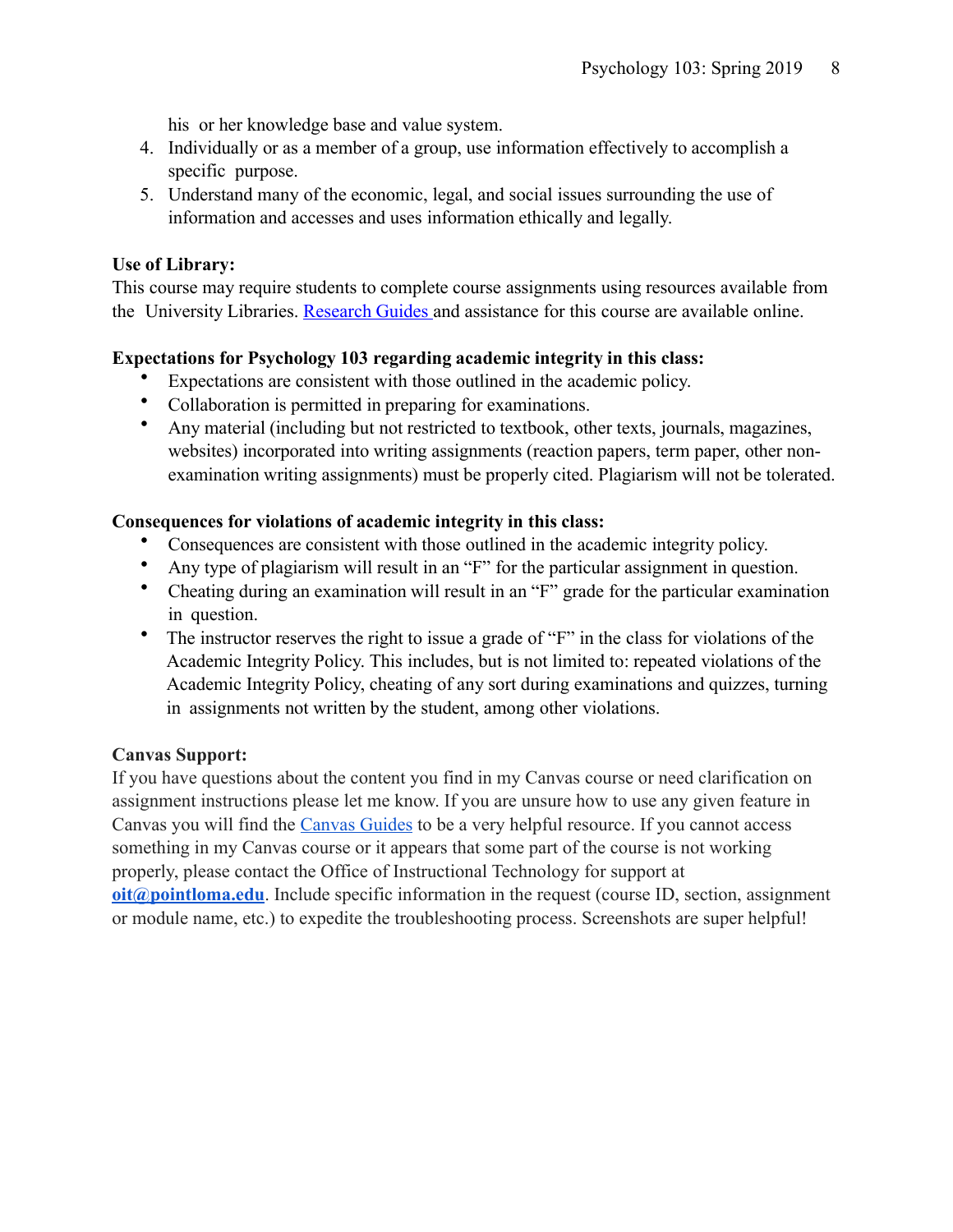his or her knowledge base and value system.

4. Individually or as a member of a group, use information effectively to accomplish a specific purpose.
5. Understand many of the economic, legal, and social issues surrounding the use of information and accesses and uses information ethically and legally.

**Use of Library:**

This course may require students to complete course assignments using resources available from the University Libraries. Research Guides and assistance for this course are available online.

**Expectations for Psychology 103 regarding academic integrity in this class:**

- Expectations are consistent with those outlined in the academic policy.
- Collaboration is permitted in preparing for examinations.
- Any material (including but not restricted to textbook, other texts, journals, magazines, websites) incorporated into writing assignments (reaction papers, term paper, other non-examination writing assignments) must be properly cited. Plagiarism will not be tolerated.

**Consequences for violations of academic integrity in this class:**

- Consequences are consistent with those outlined in the academic integrity policy.
- Any type of plagiarism will result in an "F" for the particular assignment in question.
- Cheating during an examination will result in an "F" grade for the particular examination in question.
- The instructor reserves the right to issue a grade of "F" in the class for violations of the Academic Integrity Policy. This includes, but is not limited to: repeated violations of the Academic Integrity Policy, cheating of any sort during examinations and quizzes, turning in assignments not written by the student, among other violations.

**Canvas Support:**

If you have questions about the content you find in my Canvas course or need clarification on assignment instructions please let me know. If you are unsure how to use any given feature in Canvas you will find the Canvas Guides to be a very helpful resource. If you cannot access something in my Canvas course or it appears that some part of the course is not working properly, please contact the Office of Instructional Technology for support at **oit@pointloma.edu**. Include specific information in the request (course ID, section, assignment or module name, etc.) to expedite the troubleshooting process. Screenshots are super helpful!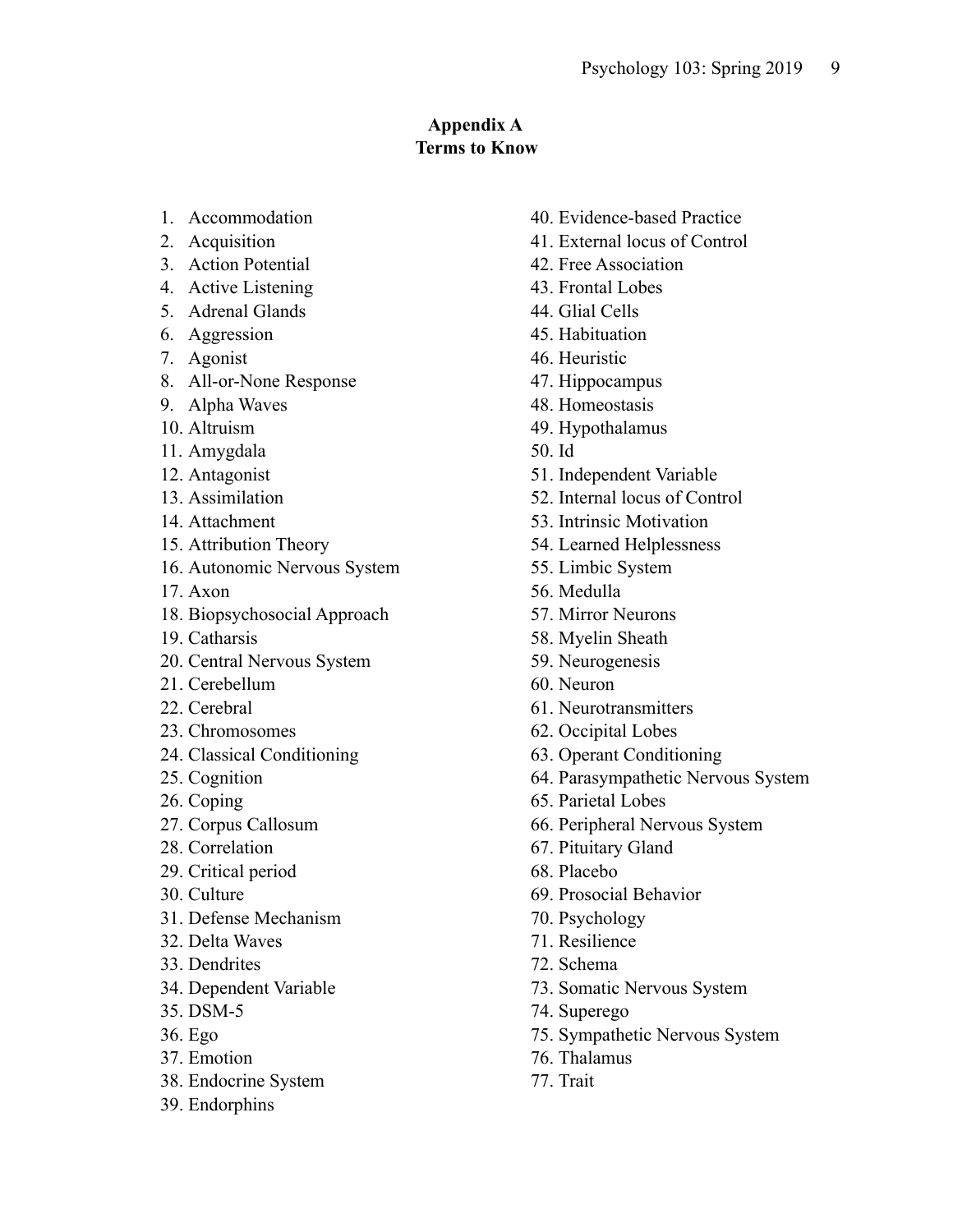## Appendix A
## Terms to Know

1. Accommodation
2. Acquisition
3. Action Potential
4. Active Listening
5. Adrenal Glands
6. Aggression
7. Agonist
8. All-or-None Response
9. Alpha Waves
10. Altruism
11. Amygdala
12. Antagonist
13. Assimilation
14. Attachment
15. Attribution Theory
16. Autonomic Nervous System
17. Axon
18. Biopsychosocial Approach
19. Catharsis
20. Central Nervous System
21. Cerebellum
22. Cerebral
23. Chromosomes
24. Classical Conditioning
25. Cognition
26. Coping
27. Corpus Callosum
28. Correlation
29. Critical period
30. Culture
31. Defense Mechanism
32. Delta Waves
33. Dendrites
34. Dependent Variable
35. DSM-5
36. Ego
37. Emotion
38. Endocrine System
39. Endorphins
40. Evidence-based Practice
41. External locus of Control
42. Free Association
43. Frontal Lobes
44. Glial Cells
45. Habituation
46. Heuristic
47. Hippocampus
48. Homeostasis
49. Hypothalamus
50. Id
51. Independent Variable
52. Internal locus of Control
53. Intrinsic Motivation
54. Learned Helplessness
55. Limbic System
56. Medulla
57. Mirror Neurons
58. Myelin Sheath
59. Neurogenesis
60. Neuron
61. Neurotransmitters
62. Occipital Lobes
63. Operant Conditioning
64. Parasympathetic Nervous System
65. Parietal Lobes
66. Peripheral Nervous System
67. Pituitary Gland
68. Placebo
69. Prosocial Behavior
70. Psychology
71. Resilience
72. Schema
73. Somatic Nervous System
74. Superego
75. Sympathetic Nervous System
76. Thalamus
77. Trait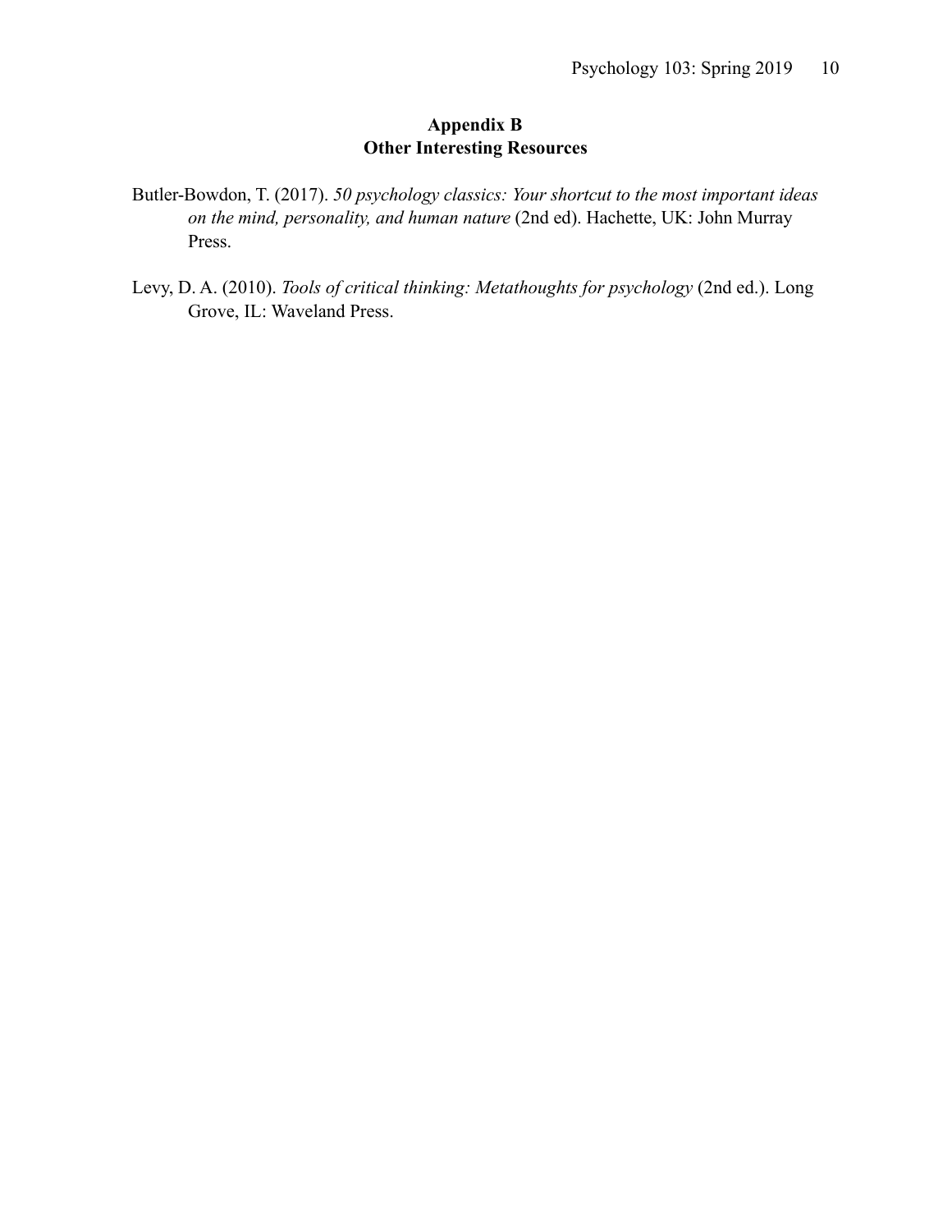## Appendix B
## Other Interesting Resources

Butler-Bowdon, T. (2017). *50 psychology classics: Your shortcut to the most important ideas on the mind, personality, and human nature* (2nd ed). Hachette, UK: John Murray Press.

Levy, D. A. (2010). *Tools of critical thinking: Metathoughts for psychology* (2nd ed.). Long Grove, IL: Waveland Press.